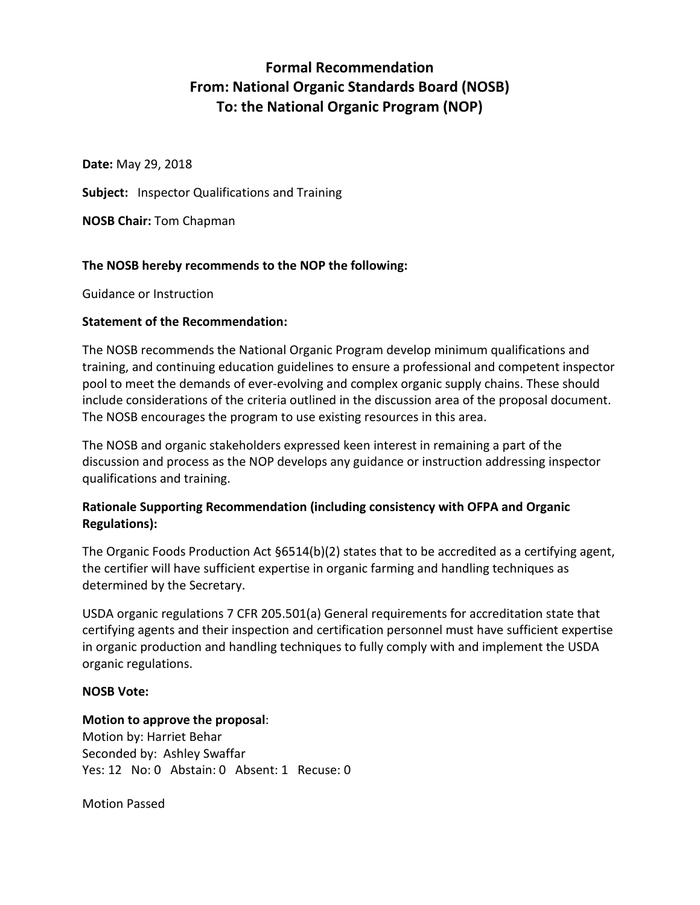# Formal Recommendation
# From: National Organic Standards Board (NOSB)
# To: the National Organic Program (NOP)

**Date:** May 29, 2018

**Subject:** Inspector Qualifications and Training

**NOSB Chair:** Tom Chapman

**The NOSB hereby recommends to the NOP the following:**

Guidance or Instruction

**Statement of the Recommendation:**

The NOSB recommends the National Organic Program develop minimum qualifications and training, and continuing education guidelines to ensure a professional and competent inspector pool to meet the demands of ever-evolving and complex organic supply chains. These should include considerations of the criteria outlined in the discussion area of the proposal document. The NOSB encourages the program to use existing resources in this area.

The NOSB and organic stakeholders expressed keen interest in remaining a part of the discussion and process as the NOP develops any guidance or instruction addressing inspector qualifications and training.

**Rationale Supporting Recommendation (including consistency with OFPA and Organic Regulations):**

The Organic Foods Production Act §6514(b)(2) states that to be accredited as a certifying agent, the certifier will have sufficient expertise in organic farming and handling techniques as determined by the Secretary.

USDA organic regulations 7 CFR 205.501(a) General requirements for accreditation state that certifying agents and their inspection and certification personnel must have sufficient expertise in organic production and handling techniques to fully comply with and implement the USDA organic regulations.

**NOSB Vote:**

**Motion to approve the proposal**:
Motion by: Harriet Behar
Seconded by: Ashley Swaffar
Yes: 12 No: 0 Abstain: 0 Absent: 1 Recuse: 0

Motion Passed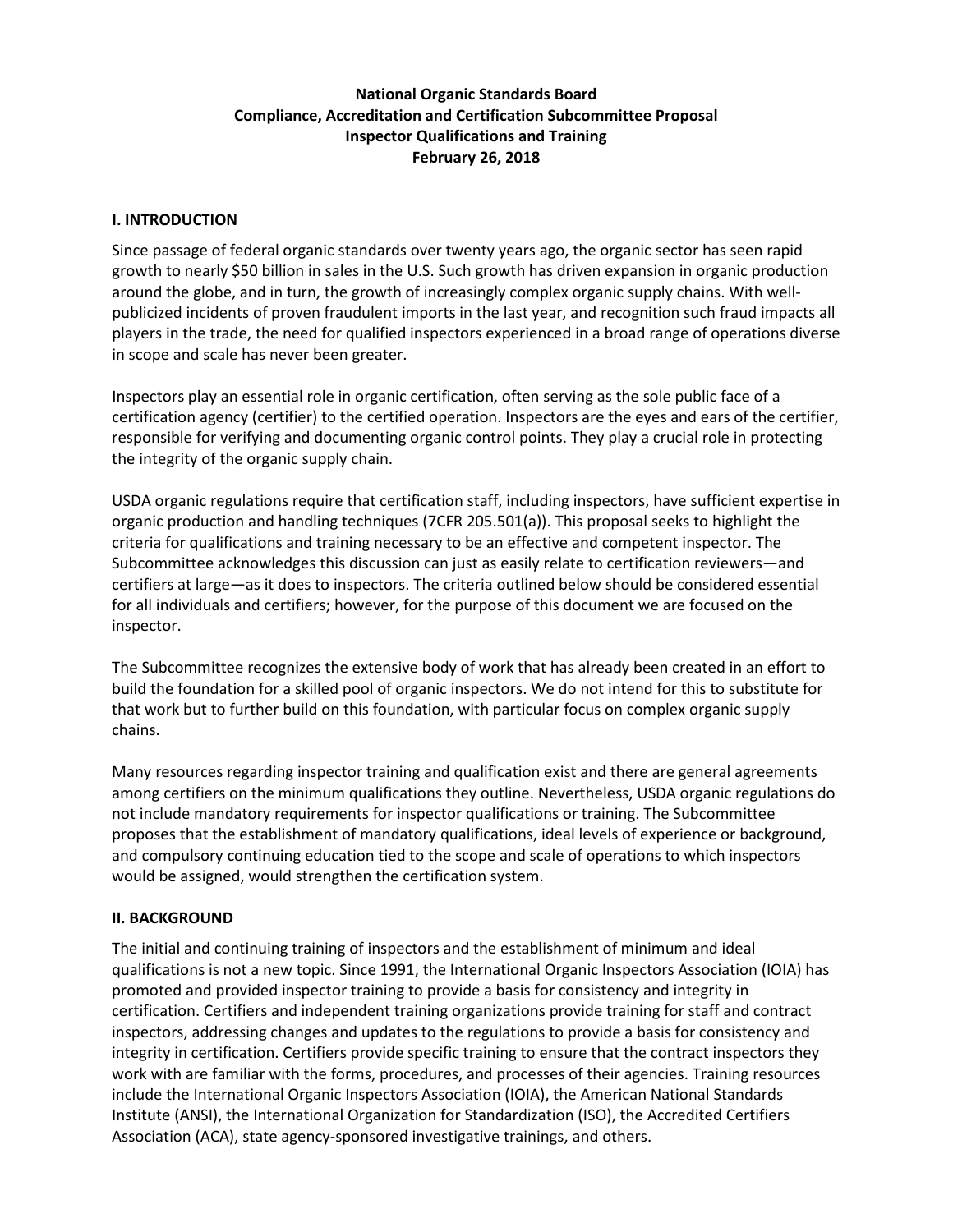**National Organic Standards Board**
**Compliance, Accreditation and Certification Subcommittee Proposal**
**Inspector Qualifications and Training**
**February 26, 2018**

## I. INTRODUCTION

Since passage of federal organic standards over twenty years ago, the organic sector has seen rapid growth to nearly $50 billion in sales in the U.S. Such growth has driven expansion in organic production around the globe, and in turn, the growth of increasingly complex organic supply chains. With well-publicized incidents of proven fraudulent imports in the last year, and recognition such fraud impacts all players in the trade, the need for qualified inspectors experienced in a broad range of operations diverse in scope and scale has never been greater.

Inspectors play an essential role in organic certification, often serving as the sole public face of a certification agency (certifier) to the certified operation. Inspectors are the eyes and ears of the certifier, responsible for verifying and documenting organic control points. They play a crucial role in protecting the integrity of the organic supply chain.

USDA organic regulations require that certification staff, including inspectors, have sufficient expertise in organic production and handling techniques (7CFR 205.501(a)). This proposal seeks to highlight the criteria for qualifications and training necessary to be an effective and competent inspector. The Subcommittee acknowledges this discussion can just as easily relate to certification reviewers—and certifiers at large—as it does to inspectors. The criteria outlined below should be considered essential for all individuals and certifiers; however, for the purpose of this document we are focused on the inspector.

The Subcommittee recognizes the extensive body of work that has already been created in an effort to build the foundation for a skilled pool of organic inspectors. We do not intend for this to substitute for that work but to further build on this foundation, with particular focus on complex organic supply chains.

Many resources regarding inspector training and qualification exist and there are general agreements among certifiers on the minimum qualifications they outline. Nevertheless, USDA organic regulations do not include mandatory requirements for inspector qualifications or training. The Subcommittee proposes that the establishment of mandatory qualifications, ideal levels of experience or background, and compulsory continuing education tied to the scope and scale of operations to which inspectors would be assigned, would strengthen the certification system.

## II. BACKGROUND

The initial and continuing training of inspectors and the establishment of minimum and ideal qualifications is not a new topic. Since 1991, the International Organic Inspectors Association (IOIA) has promoted and provided inspector training to provide a basis for consistency and integrity in certification. Certifiers and independent training organizations provide training for staff and contract inspectors, addressing changes and updates to the regulations to provide a basis for consistency and integrity in certification. Certifiers provide specific training to ensure that the contract inspectors they work with are familiar with the forms, procedures, and processes of their agencies. Training resources include the International Organic Inspectors Association (IOIA), the American National Standards Institute (ANSI), the International Organization for Standardization (ISO), the Accredited Certifiers Association (ACA), state agency-sponsored investigative trainings, and others.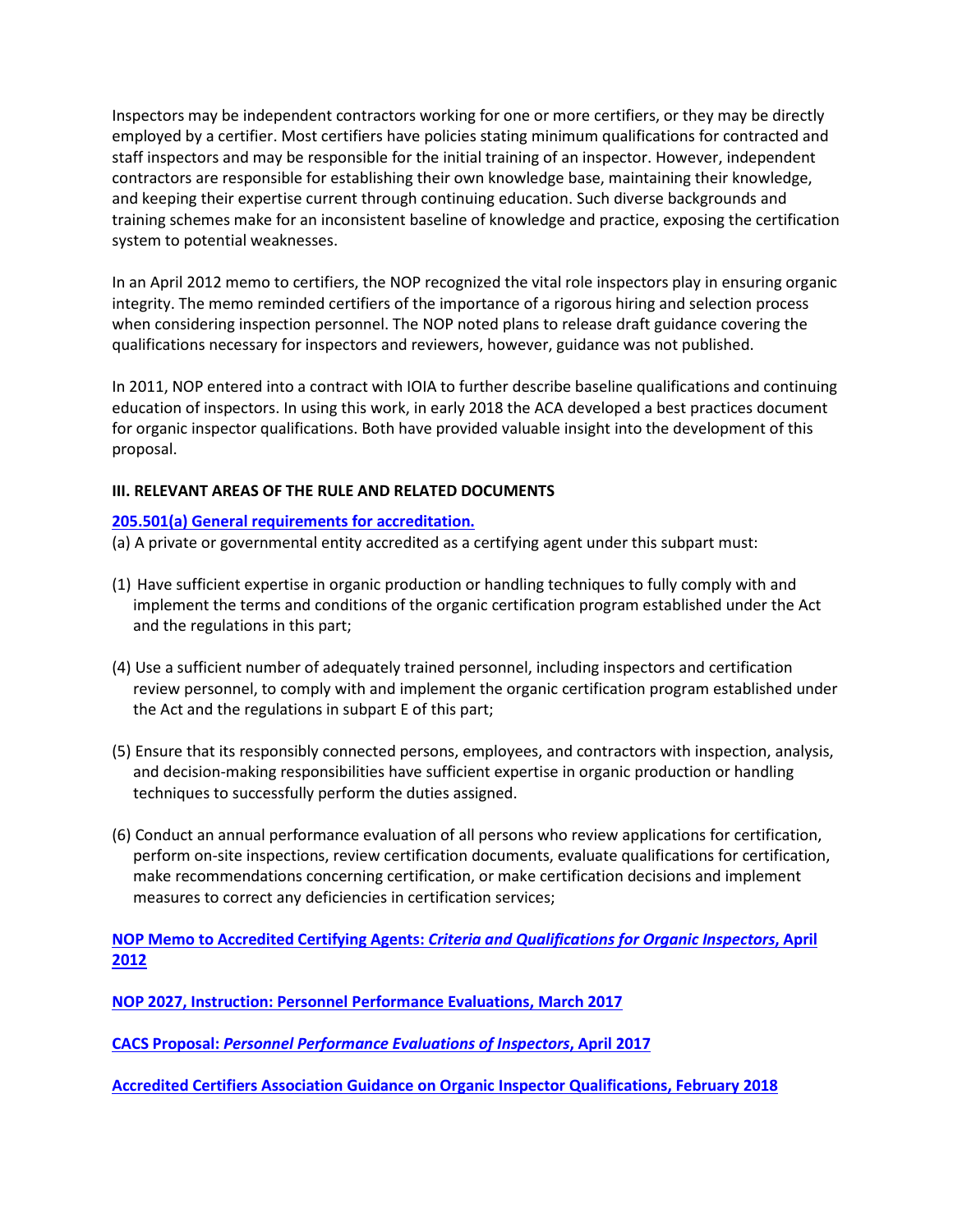Inspectors may be independent contractors working for one or more certifiers, or they may be directly employed by a certifier. Most certifiers have policies stating minimum qualifications for contracted and staff inspectors and may be responsible for the initial training of an inspector. However, independent contractors are responsible for establishing their own knowledge base, maintaining their knowledge, and keeping their expertise current through continuing education. Such diverse backgrounds and training schemes make for an inconsistent baseline of knowledge and practice, exposing the certification system to potential weaknesses.

In an April 2012 memo to certifiers, the NOP recognized the vital role inspectors play in ensuring organic integrity. The memo reminded certifiers of the importance of a rigorous hiring and selection process when considering inspection personnel. The NOP noted plans to release draft guidance covering the qualifications necessary for inspectors and reviewers, however, guidance was not published.

In 2011, NOP entered into a contract with IOIA to further describe baseline qualifications and continuing education of inspectors. In using this work, in early 2018 the ACA developed a best practices document for organic inspector qualifications. Both have provided valuable insight into the development of this proposal.

**III. RELEVANT AREAS OF THE RULE AND RELATED DOCUMENTS**

**205.501(a) General requirements for accreditation.**

(a) A private or governmental entity accredited as a certifying agent under this subpart must:

(1) Have sufficient expertise in organic production or handling techniques to fully comply with and implement the terms and conditions of the organic certification program established under the Act and the regulations in this part;

(4) Use a sufficient number of adequately trained personnel, including inspectors and certification review personnel, to comply with and implement the organic certification program established under the Act and the regulations in subpart E of this part;

(5) Ensure that its responsibly connected persons, employees, and contractors with inspection, analysis, and decision-making responsibilities have sufficient expertise in organic production or handling techniques to successfully perform the duties assigned.

(6) Conduct an annual performance evaluation of all persons who review applications for certification, perform on-site inspections, review certification documents, evaluate qualifications for certification, make recommendations concerning certification, or make certification decisions and implement measures to correct any deficiencies in certification services;

**NOP Memo to Accredited Certifying Agents: *Criteria and Qualifications for Organic Inspectors*, April 2012**

**NOP 2027, Instruction: Personnel Performance Evaluations, March 2017**

**CACS Proposal: *Personnel Performance Evaluations of Inspectors*, April 2017**

**Accredited Certifiers Association Guidance on Organic Inspector Qualifications, February 2018**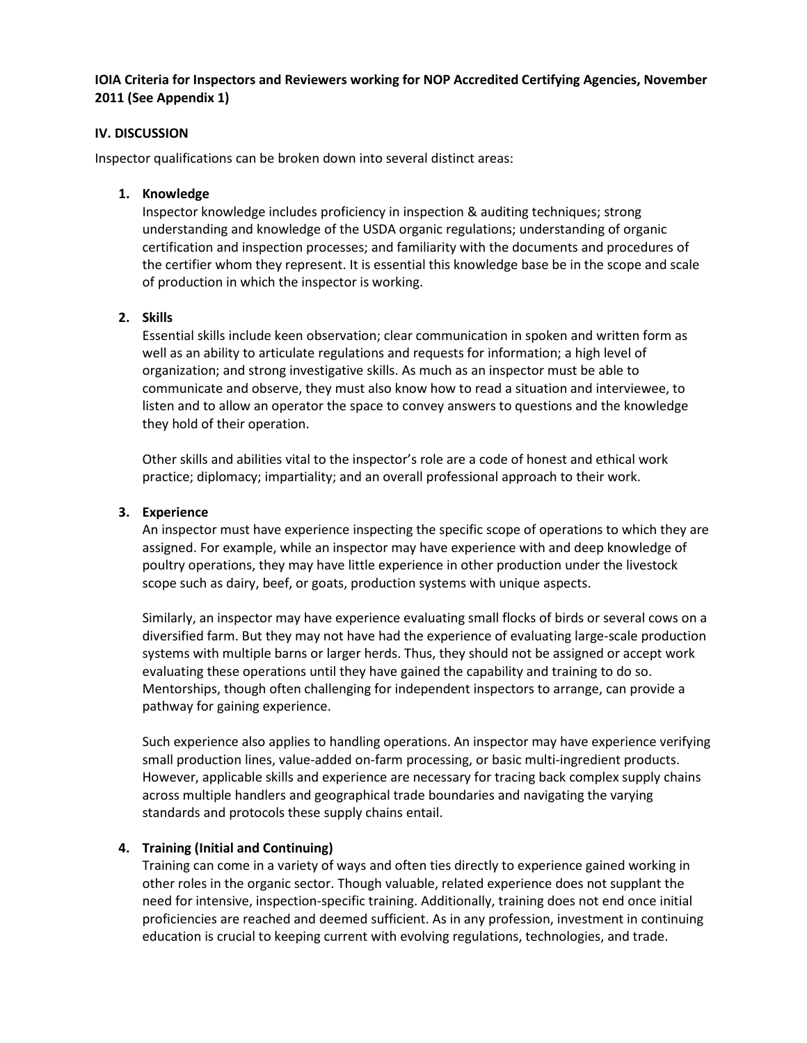**IOIA Criteria for Inspectors and Reviewers working for NOP Accredited Certifying Agencies, November 2011 (See Appendix 1)**

## IV. DISCUSSION

Inspector qualifications can be broken down into several distinct areas:

1. **Knowledge**
   Inspector knowledge includes proficiency in inspection & auditing techniques; strong understanding and knowledge of the USDA organic regulations; understanding of organic certification and inspection processes; and familiarity with the documents and procedures of the certifier whom they represent. It is essential this knowledge base be in the scope and scale of production in which the inspector is working.

2. **Skills**
   Essential skills include keen observation; clear communication in spoken and written form as well as an ability to articulate regulations and requests for information; a high level of organization; and strong investigative skills. As much as an inspector must be able to communicate and observe, they must also know how to read a situation and interviewee, to listen and to allow an operator the space to convey answers to questions and the knowledge they hold of their operation.

   Other skills and abilities vital to the inspector's role are a code of honest and ethical work practice; diplomacy; impartiality; and an overall professional approach to their work.

3. **Experience**
   An inspector must have experience inspecting the specific scope of operations to which they are assigned. For example, while an inspector may have experience with and deep knowledge of poultry operations, they may have little experience in other production under the livestock scope such as dairy, beef, or goats, production systems with unique aspects.

   Similarly, an inspector may have experience evaluating small flocks of birds or several cows on a diversified farm. But they may not have had the experience of evaluating large-scale production systems with multiple barns or larger herds. Thus, they should not be assigned or accept work evaluating these operations until they have gained the capability and training to do so. Mentorships, though often challenging for independent inspectors to arrange, can provide a pathway for gaining experience.

   Such experience also applies to handling operations. An inspector may have experience verifying small production lines, value-added on-farm processing, or basic multi-ingredient products. However, applicable skills and experience are necessary for tracing back complex supply chains across multiple handlers and geographical trade boundaries and navigating the varying standards and protocols these supply chains entail.

4. **Training (Initial and Continuing)**
   Training can come in a variety of ways and often ties directly to experience gained working in other roles in the organic sector. Though valuable, related experience does not supplant the need for intensive, inspection-specific training. Additionally, training does not end once initial proficiencies are reached and deemed sufficient. As in any profession, investment in continuing education is crucial to keeping current with evolving regulations, technologies, and trade.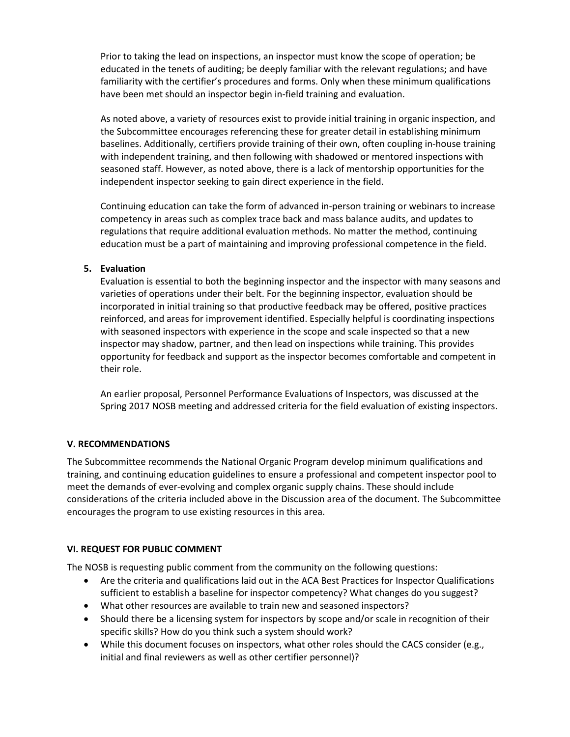Prior to taking the lead on inspections, an inspector must know the scope of operation; be educated in the tenets of auditing; be deeply familiar with the relevant regulations; and have familiarity with the certifier's procedures and forms. Only when these minimum qualifications have been met should an inspector begin in-field training and evaluation.

As noted above, a variety of resources exist to provide initial training in organic inspection, and the Subcommittee encourages referencing these for greater detail in establishing minimum baselines. Additionally, certifiers provide training of their own, often coupling in-house training with independent training, and then following with shadowed or mentored inspections with seasoned staff. However, as noted above, there is a lack of mentorship opportunities for the independent inspector seeking to gain direct experience in the field.

Continuing education can take the form of advanced in-person training or webinars to increase competency in areas such as complex trace back and mass balance audits, and updates to regulations that require additional evaluation methods. No matter the method, continuing education must be a part of maintaining and improving professional competence in the field.

5. **Evaluation**

   Evaluation is essential to both the beginning inspector and the inspector with many seasons and varieties of operations under their belt. For the beginning inspector, evaluation should be incorporated in initial training so that productive feedback may be offered, positive practices reinforced, and areas for improvement identified. Especially helpful is coordinating inspections with seasoned inspectors with experience in the scope and scale inspected so that a new inspector may shadow, partner, and then lead on inspections while training. This provides opportunity for feedback and support as the inspector becomes comfortable and competent in their role.

   An earlier proposal, Personnel Performance Evaluations of Inspectors, was discussed at the Spring 2017 NOSB meeting and addressed criteria for the field evaluation of existing inspectors.

## V. RECOMMENDATIONS

The Subcommittee recommends the National Organic Program develop minimum qualifications and training, and continuing education guidelines to ensure a professional and competent inspector pool to meet the demands of ever-evolving and complex organic supply chains. These should include considerations of the criteria included above in the Discussion area of the document. The Subcommittee encourages the program to use existing resources in this area.

## VI. REQUEST FOR PUBLIC COMMENT

The NOSB is requesting public comment from the community on the following questions:

- Are the criteria and qualifications laid out in the ACA Best Practices for Inspector Qualifications sufficient to establish a baseline for inspector competency? What changes do you suggest?
- What other resources are available to train new and seasoned inspectors?
- Should there be a licensing system for inspectors by scope and/or scale in recognition of their specific skills? How do you think such a system should work?
- While this document focuses on inspectors, what other roles should the CACS consider (e.g., initial and final reviewers as well as other certifier personnel)?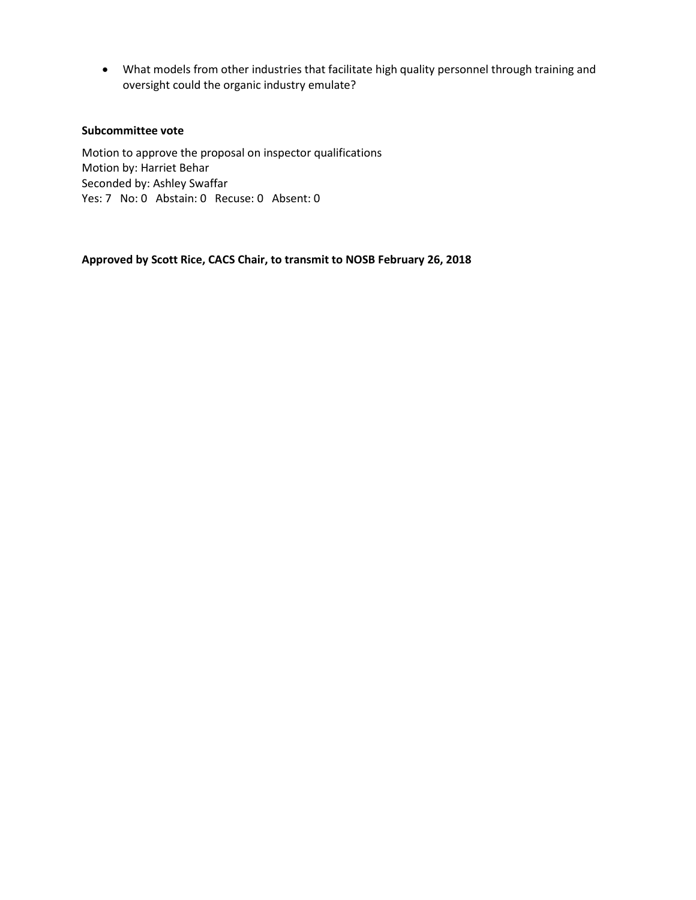- What models from other industries that facilitate high quality personnel through training and oversight could the organic industry emulate?

**Subcommittee vote**

Motion to approve the proposal on inspector qualifications
Motion by: Harriet Behar
Seconded by: Ashley Swaffar
Yes: 7 No: 0 Abstain: 0 Recuse: 0 Absent: 0

**Approved by Scott Rice, CACS Chair, to transmit to NOSB February 26, 2018**